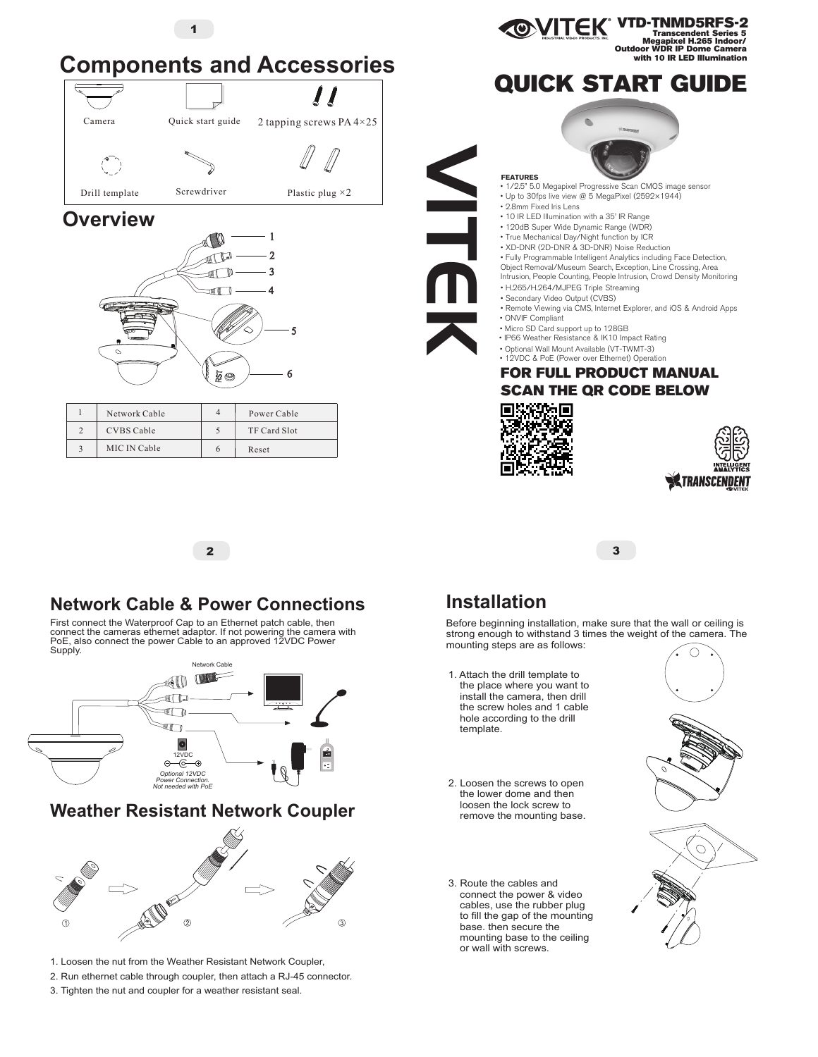## Components and Accessories

Camera | Quick start guide | 2 tapping screws PA 4×25

Drill template | Screwdriver | Plastic plug ×2

## Overview

| 1 | Network Cable | 4 | Power Cable |
|---|---|---|---|
| 2 | CVBS Cable | 5 | TF Card Slot |
| 3 | MIC IN Cable | 6 | Reset |

# VITEK

**VTD-TNMD5RFS-2**

**Transcendent Series 5 Megapixel H.265 Indoor/ Outdoor WDR IP Dome Camera with 10 IR LED Illumination**

# QUICK START GUIDE

**FEATURES**

- 1/2.5" 5.0 Megapixel Progressive Scan CMOS image sensor
- Up to 30fps live view @ 5 MegaPixel (2592×1944)
- 2.8mm Fixed Iris Lens
- 10 IR LED Illumination with a 35' IR Range
- 120dB Super Wide Dynamic Range (WDR)
- True Mechanical Day/Night function by ICR
- XD-DNR (2D-DNR & 3D-DNR) Noise Reduction
- Fully Programmable Intelligent Analytics including Face Detection, Object Removal/Museum Search, Exception, Line Crossing, Area Intrusion, People Counting, People Intrusion, Crowd Density Monitoring
- H.265/H.264/MJPEG Triple Streaming
- Secondary Video Output (CVBS)
- Remote Viewing via CMS, Internet Explorer, and iOS & Android Apps
- ONVIF Compliant
- Micro SD Card support up to 128GB
- IP66 Weather Resistance & IK10 Impact Rating
- Optional Wall Mount Available (VT-TWMT-3)
- 12VDC & PoE (Power over Ethernet) Operation

**FOR FULL PRODUCT MANUAL SCAN THE QR CODE BELOW**

INTELLIGENT ANALYTICS

TRANSCENDENT

## Network Cable & Power Connections

First connect the Waterproof Cap to an Ethernet patch cable, then connect the cameras ethernet adaptor. If not powering the camera with PoE, also connect the power Cable to an approved 12VDC Power Supply.

Network Cable

12VDC

*Optional 12VDC Power Connection. Not needed with PoE*

## Weather Resistant Network Coupler

1. Loosen the nut from the Weather Resistant Network Coupler,
2. Run ethernet cable through coupler, then attach a RJ-45 connector.
3. Tighten the nut and coupler for a weather resistant seal.

## Installation

Before beginning installation, make sure that the wall or ceiling is strong enough to withstand 3 times the weight of the camera. The mounting steps are as follows:

1. Attach the drill template to the place where you want to install the camera, then drill the screw holes and 1 cable hole according to the drill template.
2. Loosen the screws to open the lower dome and then loosen the lock screw to remove the mounting base.
3. Route the cables and connect the power & video cables, use the rubber plug to fill the gap of the mounting base. then secure the mounting base to the ceiling or wall with screws.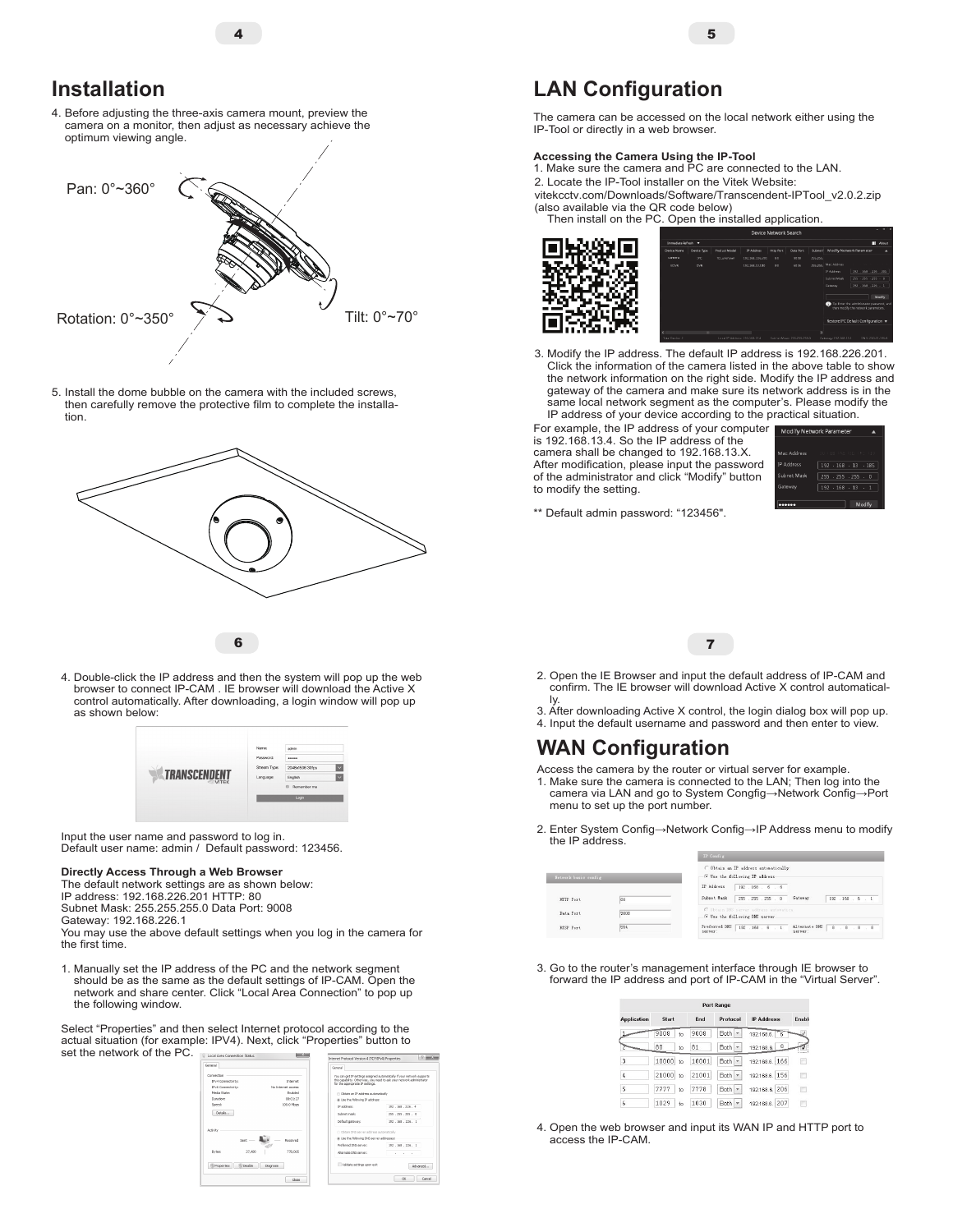# Installation

4. Before adjusting the three-axis camera mount, preview the camera on a monitor, then adjust as necessary achieve the optimum viewing angle.

Pan: 0°~360°

Rotation: 0°~350°

Tilt: 0°~70°

5. Install the dome bubble on the camera with the included screws, then carefully remove the protective film to complete the installation.

# LAN Configuration

The camera can be accessed on the local network either using the IP-Tool or directly in a web browser.

**Accessing the Camera Using the IP-Tool**

1. Make sure the camera and PC are connected to the LAN.
2. Locate the IP-Tool installer on the Vitek Website: vitekcctv.com/Downloads/Software/Transcendent-IPTool_v2.0.2.zip (also available via the QR code below)
   Then install on the PC. Open the installed application.
3. Modify the IP address. The default IP address is 192.168.226.201. Click the information of the camera listed in the above table to show the network information on the right side. Modify the IP address and gateway of the camera and make sure its network address is in the same local network segment as the computer's. Please modify the IP address of your device according to the practical situation.

For example, the IP address of your computer is 192.168.13.4. So the IP address of the camera shall be changed to 192.168.13.X. After modification, please input the password of the administrator and click "Modify" button to modify the setting.

** Default admin password: "123456".

4. Double-click the IP address and then the system will pop up the web browser to connect IP-CAM . IE browser will download the Active X control automatically. After downloading, a login window will pop up as shown below:

Input the user name and password to log in.
Default user name: admin / Default password: 123456.

**Directly Access Through a Web Browser**

The default network settings are as shown below:
IP address: 192.168.226.201 HTTP: 80
Subnet Mask: 255.255.255.0 Data Port: 9008
Gateway: 192.168.226.1
You may use the above default settings when you log in the camera for the first time.

1. Manually set the IP address of the PC and the network segment should be as the same as the default settings of IP-CAM. Open the network and share center. Click "Local Area Connection" to pop up the following window.

Select "Properties" and then select Internet protocol according to the actual situation (for example: IPV4). Next, click "Properties" button to set the network of the PC.

2. Open the IE Browser and input the default address of IP-CAM and confirm. The IE browser will download Active X control automatically.
3. After downloading Active X control, the login dialog box will pop up.
4. Input the default username and password and then enter to view.

# WAN Configuration

Access the camera by the router or virtual server for example.

1. Make sure the camera is connected to the LAN; Then log into the camera via LAN and go to System Congfig→Network Config→Port menu to set up the port number.
2. Enter System Config→Network Config→IP Address menu to modify the IP address.
3. Go to the router's management interface through IE browser to forward the IP address and port of IP-CAM in the "Virtual Server".
4. Open the web browser and input its WAN IP and HTTP port to access the IP-CAM.